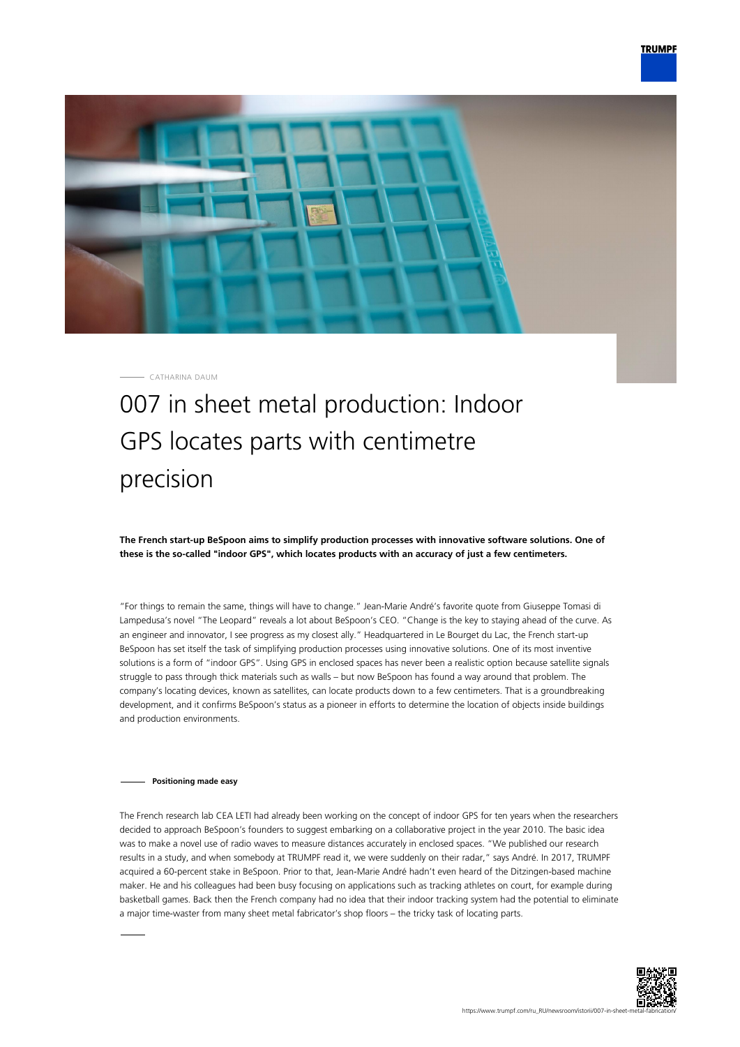CATHARINA DAUM

# 007 in sheet metal production: Indoor GPS locates parts with centimetre precision

**The French start-up BeSpoon aims to simplify production processes with innovative software solutions. One of these is the so-called "indoor GPS", which locates products with an accuracy of just a few centimeters.**

"For things to remain the same, things will have to change." Jean-Marie André's favorite quote from Giuseppe Tomasi di Lampedusa's novel "The Leopard" reveals a lot about BeSpoon's CEO. "Change is the key to staying ahead of the curve. As an engineer and innovator, I see progress as my closest ally." Headquartered in Le Bourget du Lac, the French start-up BeSpoon has set itself the task of simplifying production processes using innovative solutions. One of its most inventive solutions is a form of "indoor GPS". Using GPS in enclosed spaces has never been a realistic option because satellite signals struggle to pass through thick materials such as walls – but now BeSpoon has found a way around that problem. The company's locating devices, known as satellites, can locate products down to a few centimeters. That is a groundbreaking development, and it confirms BeSpoon's status as a pioneer in efforts to determine the location of objects inside buildings and production environments.

## Positioning made easy

The French research lab CEA LETI had already been working on the concept of indoor GPS for ten years when the researchers decided to approach BeSpoon's founders to suggest embarking on a collaborative project in the year 2010. The basic idea was to make a novel use of radio waves to measure distances accurately in enclosed spaces. "We published our research results in a study, and when somebody at TRUMPF read it, we were suddenly on their radar," says André. In 2017, TRUMPF acquired a 60-percent stake in BeSpoon. Prior to that, Jean-Marie André hadn't even heard of the Ditzingen-based machine maker. He and his colleagues had been busy focusing on applications such as tracking athletes on court, for example during basketball games. Back then the French company had no idea that their indoor tracking system had the potential to eliminate a major time-waster from many sheet metal fabricator's shop floors – the tricky task of locating parts.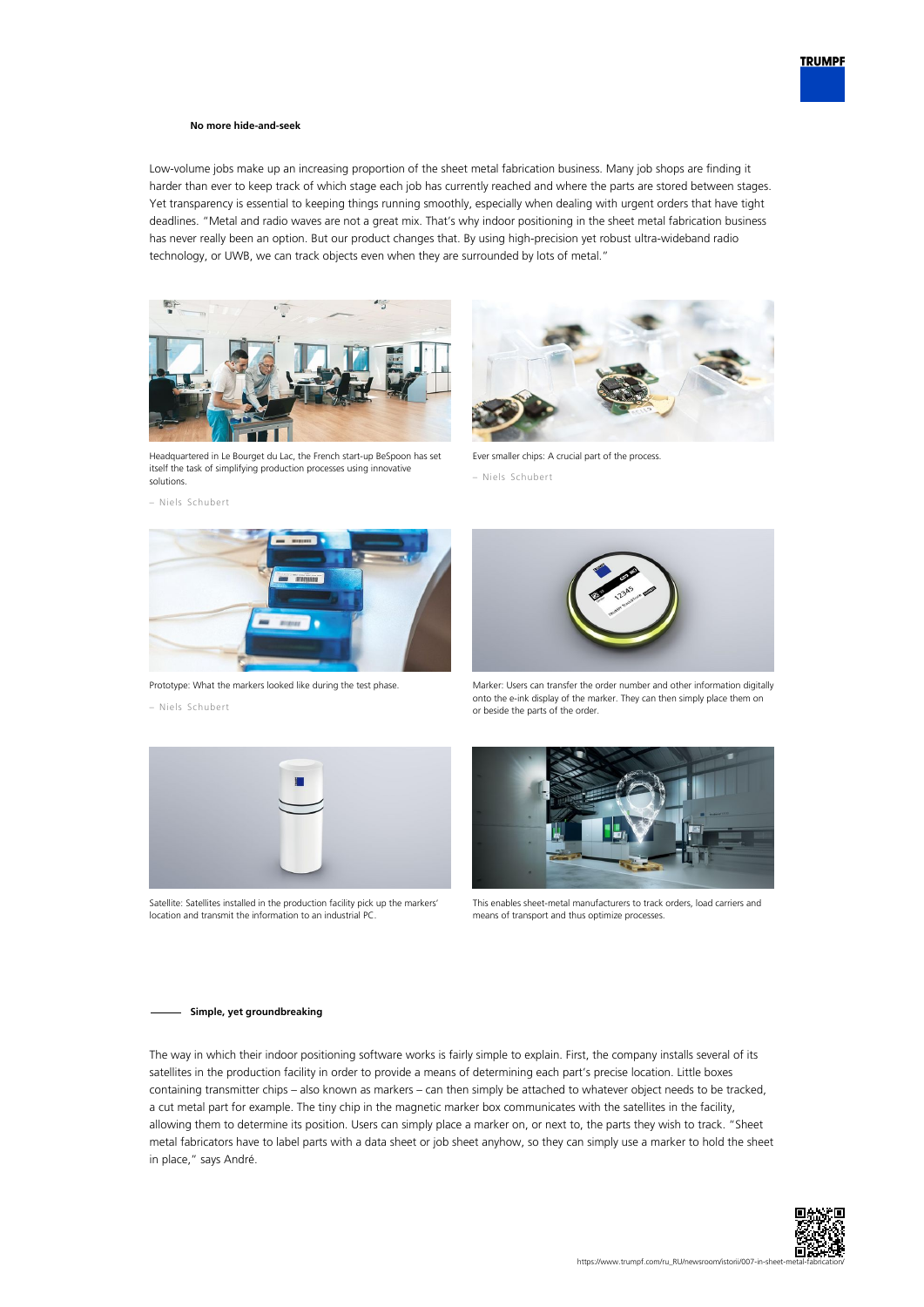### No more hide-and-seek

Low-volume jobs make up an increasing proportion of the sheet metal fabrication business. Many job shops are finding it harder than ever to keep track of which stage each job has currently reached and where the parts are stored between stages. Yet transparency is essential to keeping things running smoothly, especially when dealing with urgent orders that have tight deadlines. "Metal and radio waves are not a great mix. That's why indoor positioning in the sheet metal fabrication business has never really been an option. But our product changes that. By using high-precision yet robust ultra-wideband radio technology, or UWB, we can track objects even when they are surrounded by lots of metal."

Headquartered in Le Bourget du Lac, the French start-up BeSpoon has set itself the task of simplifying production processes using innovative solutions.

– Niels Schubert

Ever smaller chips: A crucial part of the process.

– Niels Schubert

Prototype: What the markers looked like during the test phase.

– Niels Schubert

Marker: Users can transfer the order number and other information digitally onto the e-ink display of the marker. They can then simply place them on or beside the parts of the order.

Satellite: Satellites installed in the production facility pick up the markers' location and transmit the information to an industrial PC.

This enables sheet-metal manufacturers to track orders, load carriers and means of transport and thus optimize processes.

### Simple, yet groundbreaking

The way in which their indoor positioning software works is fairly simple to explain. First, the company installs several of its satellites in the production facility in order to provide a means of determining each part's precise location. Little boxes containing transmitter chips – also known as markers – can then simply be attached to whatever object needs to be tracked, a cut metal part for example. The tiny chip in the magnetic marker box communicates with the satellites in the facility, allowing them to determine its position. Users can simply place a marker on, or next to, the parts they wish to track. "Sheet metal fabricators have to label parts with a data sheet or job sheet anyhow, so they can simply use a marker to hold the sheet in place," says André.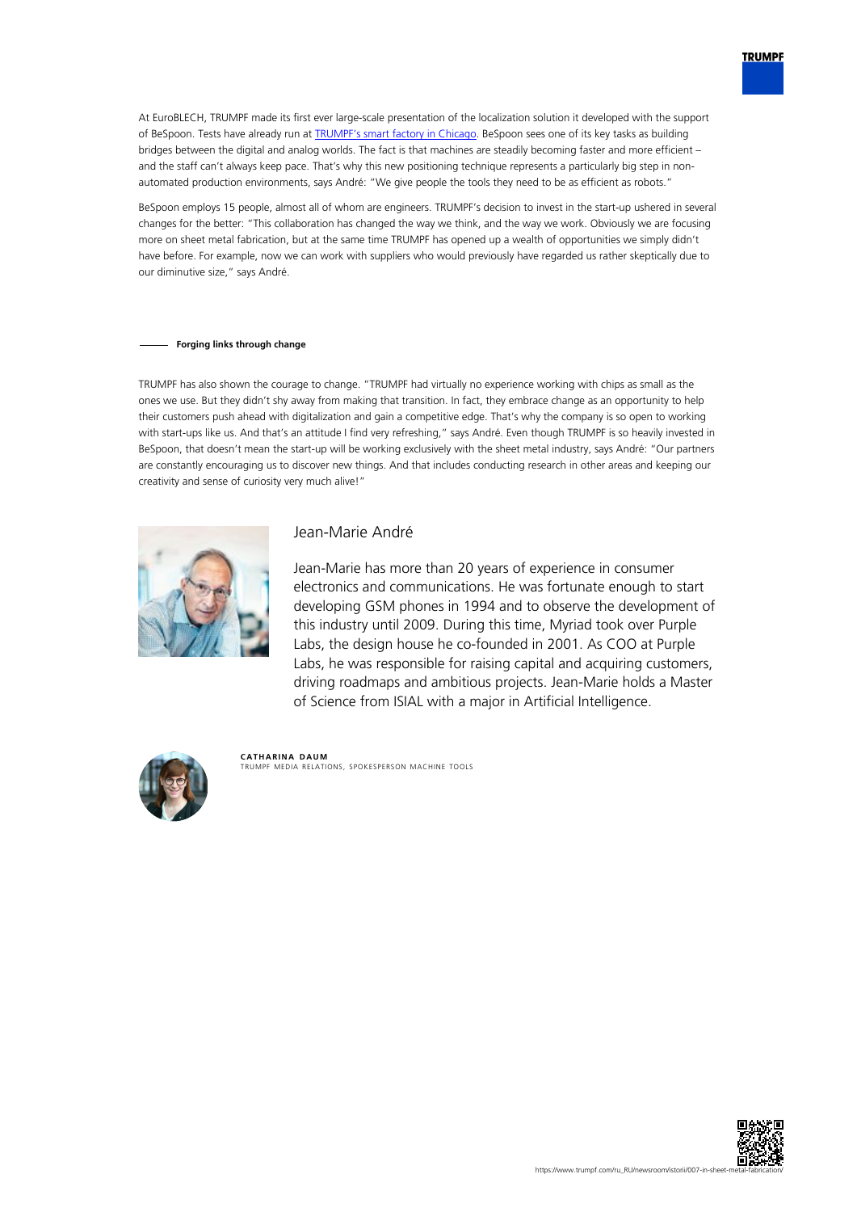At EuroBLECH, TRUMPF made its first ever large-scale presentation of the localization solution it developed with the support of BeSpoon. Tests have already run at [TRUMPF's smart factory in Chicago](). BeSpoon sees one of its key tasks as building bridges between the digital and analog worlds. The fact is that machines are steadily becoming faster and more efficient – and the staff can't always keep pace. That's why this new positioning technique represents a particularly big step in non-automated production environments, says André: "We give people the tools they need to be as efficient as robots."

BeSpoon employs 15 people, almost all of whom are engineers. TRUMPF's decision to invest in the start-up ushered in several changes for the better: "This collaboration has changed the way we think, and the way we work. Obviously we are focusing more on sheet metal fabrication, but at the same time TRUMPF has opened up a wealth of opportunities we simply didn't have before. For example, now we can work with suppliers who would previously have regarded us rather skeptically due to our diminutive size," says André.

#### Forging links through change

TRUMPF has also shown the courage to change. "TRUMPF had virtually no experience working with chips as small as the ones we use. But they didn't shy away from making that transition. In fact, they embrace change as an opportunity to help their customers push ahead with digitalization and gain a competitive edge. That's why the company is so open to working with start-ups like us. And that's an attitude I find very refreshing," says André. Even though TRUMPF is so heavily invested in BeSpoon, that doesn't mean the start-up will be working exclusively with the sheet metal industry, says André: "Our partners are constantly encouraging us to discover new things. And that includes conducting research in other areas and keeping our creativity and sense of curiosity very much alive!"

## Jean-Marie André

Jean-Marie has more than 20 years of experience in consumer electronics and communications. He was fortunate enough to start developing GSM phones in 1994 and to observe the development of this industry until 2009. During this time, Myriad took over Purple Labs, the design house he co-founded in 2001. As COO at Purple Labs, he was responsible for raising capital and acquiring customers, driving roadmaps and ambitious projects. Jean-Marie holds a Master of Science from ISIAL with a major in Artificial Intelligence.

**CATHARINA DAUM**
TRUMPF MEDIA RELATIONS, SPOKESPERSON MACHINE TOOLS